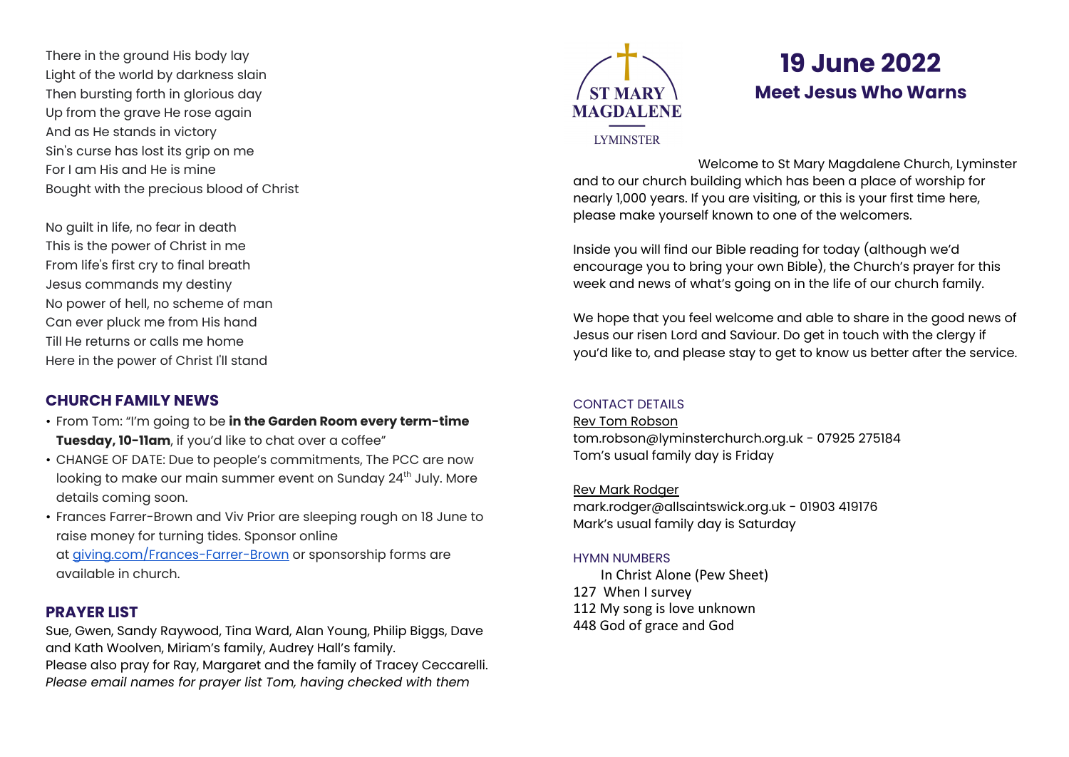There in the ground His body lay
Light of the world by darkness slain
Then bursting forth in glorious day
Up from the grave He rose again
And as He stands in victory
Sin's curse has lost its grip on me
For I am His and He is mine
Bought with the precious blood of Christ

No guilt in life, no fear in death
This is the power of Christ in me
From life's first cry to final breath
Jesus commands my destiny
No power of hell, no scheme of man
Can ever pluck me from His hand
Till He returns or calls me home
Here in the power of Christ I'll stand

## CHURCH FAMILY NEWS

- From Tom: "I'm going to be **in the Garden Room every term-time Tuesday, 10-11am**, if you'd like to chat over a coffee"
- CHANGE OF DATE: Due to people's commitments, The PCC are now looking to make our main summer event on Sunday 24th July. More details coming soon.
- Frances Farrer-Brown and Viv Prior are sleeping rough on 18 June to raise money for turning tides. Sponsor online at giving.com/Frances-Farrer-Brown or sponsorship forms are available in church.

## PRAYER LIST

Sue, Gwen, Sandy Raywood, Tina Ward, Alan Young, Philip Biggs, Dave and Kath Woolven, Miriam's family, Audrey Hall's family.
Please also pray for Ray, Margaret and the family of Tracey Ceccarelli.
*Please email names for prayer list Tom, having checked with them*

ST MARY MAGDALENE
LYMINSTER

# 19 June 2022

## Meet Jesus Who Warns

Welcome to St Mary Magdalene Church, Lyminster and to our church building which has been a place of worship for nearly 1,000 years. If you are visiting, or this is your first time here, please make yourself known to one of the welcomers.

Inside you will find our Bible reading for today (although we'd encourage you to bring your own Bible), the Church's prayer for this week and news of what's going on in the life of our church family.

We hope that you feel welcome and able to share in the good news of Jesus our risen Lord and Saviour. Do get in touch with the clergy if you'd like to, and please stay to get to know us better after the service.

### CONTACT DETAILS

Rev Tom Robson
tom.robson@lyminsterchurch.org.uk - 07925 275184
Tom's usual family day is Friday

Rev Mark Rodger
mark.rodger@allsaintswick.org.uk - 01903 419176
Mark's usual family day is Saturday

### HYMN NUMBERS

In Christ Alone (Pew Sheet)
127 When I survey
112 My song is love unknown
448 God of grace and God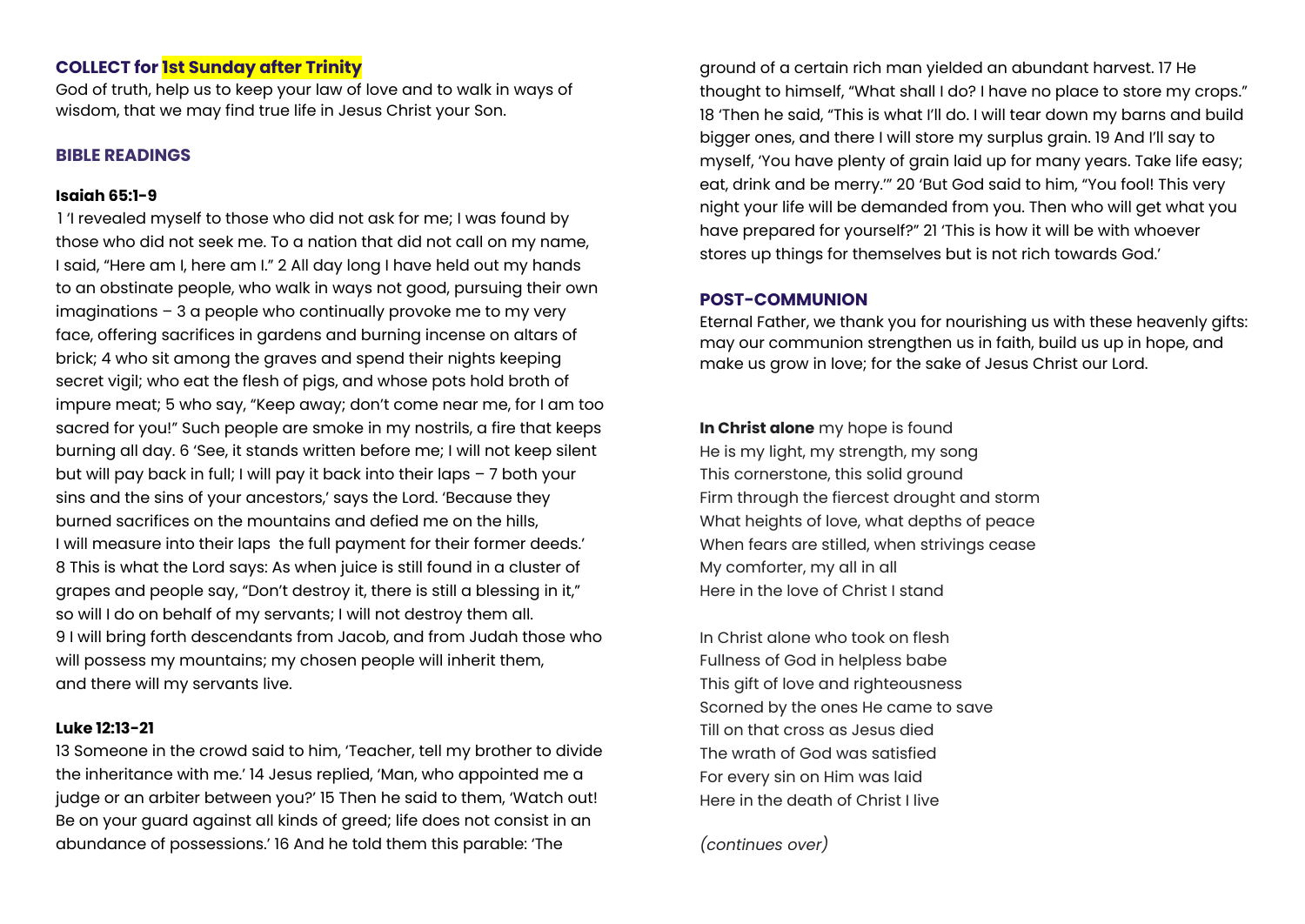### COLLECT for 1st Sunday after Trinity

God of truth, help us to keep your law of love and to walk in ways of wisdom, that we may find true life in Jesus Christ your Son.

### BIBLE READINGS

**Isaiah 65:1-9**

1 'I revealed myself to those who did not ask for me; I was found by those who did not seek me. To a nation that did not call on my name, I said, "Here am I, here am I." 2 All day long I have held out my hands to an obstinate people, who walk in ways not good, pursuing their own imaginations – 3 a people who continually provoke me to my very face, offering sacrifices in gardens and burning incense on altars of brick; 4 who sit among the graves and spend their nights keeping secret vigil; who eat the flesh of pigs, and whose pots hold broth of impure meat; 5 who say, "Keep away; don't come near me, for I am too sacred for you!" Such people are smoke in my nostrils, a fire that keeps burning all day. 6 'See, it stands written before me; I will not keep silent but will pay back in full; I will pay it back into their laps – 7 both your sins and the sins of your ancestors,' says the Lord. 'Because they burned sacrifices on the mountains and defied me on the hills, I will measure into their laps the full payment for their former deeds.' 8 This is what the Lord says: As when juice is still found in a cluster of grapes and people say, "Don't destroy it, there is still a blessing in it," so will I do on behalf of my servants; I will not destroy them all. 9 I will bring forth descendants from Jacob, and from Judah those who will possess my mountains; my chosen people will inherit them, and there will my servants live.

**Luke 12:13-21**

13 Someone in the crowd said to him, 'Teacher, tell my brother to divide the inheritance with me.' 14 Jesus replied, 'Man, who appointed me a judge or an arbiter between you?' 15 Then he said to them, 'Watch out! Be on your guard against all kinds of greed; life does not consist in an abundance of possessions.' 16 And he told them this parable: 'The ground of a certain rich man yielded an abundant harvest. 17 He thought to himself, "What shall I do? I have no place to store my crops." 18 'Then he said, "This is what I'll do. I will tear down my barns and build bigger ones, and there I will store my surplus grain. 19 And I'll say to myself, 'You have plenty of grain laid up for many years. Take life easy; eat, drink and be merry.'" 20 'But God said to him, "You fool! This very night your life will be demanded from you. Then who will get what you have prepared for yourself?" 21 'This is how it will be with whoever stores up things for themselves but is not rich towards God.'

### POST-COMMUNION

Eternal Father, we thank you for nourishing us with these heavenly gifts: may our communion strengthen us in faith, build us up in hope, and make us grow in love; for the sake of Jesus Christ our Lord.

**In Christ alone** my hope is found
He is my light, my strength, my song
This cornerstone, this solid ground
Firm through the fiercest drought and storm
What heights of love, what depths of peace
When fears are stilled, when strivings cease
My comforter, my all in all
Here in the love of Christ I stand

In Christ alone who took on flesh
Fullness of God in helpless babe
This gift of love and righteousness
Scorned by the ones He came to save
Till on that cross as Jesus died
The wrath of God was satisfied
For every sin on Him was laid
Here in the death of Christ I live

*(continues over)*